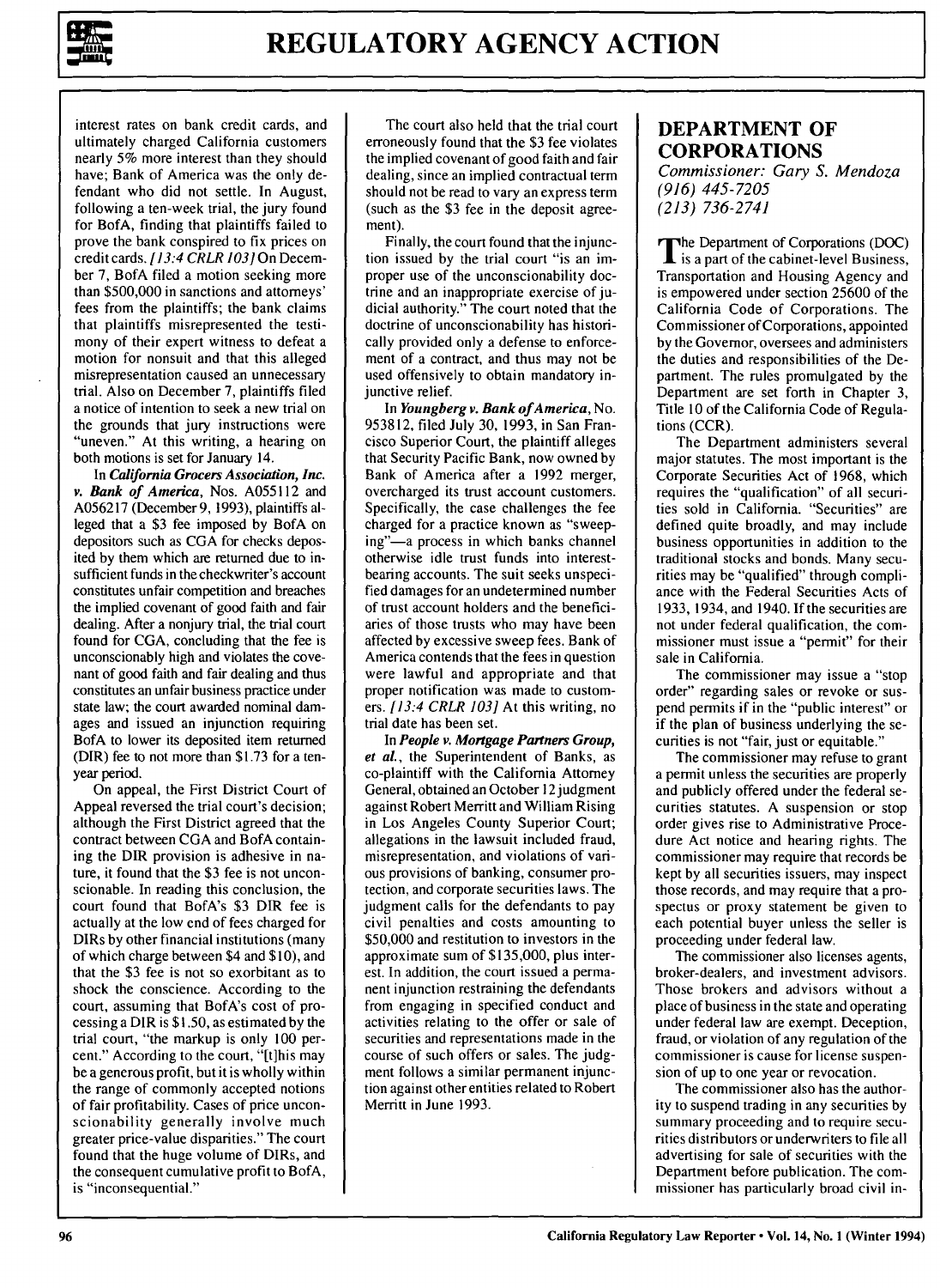interest rates on bank credit cards, and ultimately charged California customers nearly 5% more interest than they should have; Bank of America was the only defendant who did not settle. In August, following a ten-week trial, the jury found for BofA, finding that plaintiffs failed to prove the bank conspired to fix prices on credit cards. *[13:4 CRLR 103]* On December 7, BofA filed a motion seeking more than $500,000 in sanctions and attorneys' fees from the plaintiffs; the bank claims that plaintiffs misrepresented the testimony of their expert witness to defeat a motion for nonsuit and that this alleged misrepresentation caused an unnecessary trial. Also on December 7, plaintiffs filed a notice of intention to seek a new trial on the grounds that jury instructions were "uneven." At this writing, a hearing on both motions is set for January 14.

In ***California Grocers Association, Inc. v. Bank of America***, Nos. A055112 and A056217 (December 9, 1993), plaintiffs alleged that a $3 fee imposed by BofA on depositors such as CGA for checks deposited by them which are returned due to insufficient funds in the checkwriter's account constitutes unfair competition and breaches the implied covenant of good faith and fair dealing. After a nonjury trial, the trial court found for CGA, concluding that the fee is unconscionably high and violates the covenant of good faith and fair dealing and thus constitutes an unfair business practice under state law; the court awarded nominal damages and issued an injunction requiring BofA to lower its deposited item returned (DIR) fee to not more than $1.73 for a ten-year period.

On appeal, the First District Court of Appeal reversed the trial court's decision; although the First District agreed that the contract between CGA and BofA containing the DIR provision is adhesive in nature, it found that the $3 fee is not unconscionable. In reading this conclusion, the court found that BofA's $3 DIR fee is actually at the low end of fees charged for DIRs by other financial institutions (many of which charge between $4 and $10), and that the $3 fee is not so exorbitant as to shock the conscience. According to the court, assuming that BofA's cost of processing a DIR is $1.50, as estimated by the trial court, "the markup is only 100 percent." According to the court, "[t]his may be a generous profit, but it is wholly within the range of commonly accepted notions of fair profitability. Cases of price unconscionability generally involve much greater price-value disparities." The court found that the huge volume of DIRs, and the consequent cumulative profit to BofA, is "inconsequential."

The court also held that the trial court erroneously found that the $3 fee violates the implied covenant of good faith and fair dealing, since an implied contractual term should not be read to vary an express term (such as the $3 fee in the deposit agreement).

Finally, the court found that the injunction issued by the trial court "is an improper use of the unconscionability doctrine and an inappropriate exercise of judicial authority." The court noted that the doctrine of unconscionability has historically provided only a defense to enforcement of a contract, and thus may not be used offensively to obtain mandatory injunctive relief.

In ***Youngberg v. Bank of America***, No. 953812, filed July 30, 1993, in San Francisco Superior Court, the plaintiff alleges that Security Pacific Bank, now owned by Bank of America after a 1992 merger, overcharged its trust account customers. Specifically, the case challenges the fee charged for a practice known as "sweeping"—a process in which banks channel otherwise idle trust funds into interest-bearing accounts. The suit seeks unspecified damages for an undetermined number of trust account holders and the beneficiaries of those trusts who may have been affected by excessive sweep fees. Bank of America contends that the fees in question were lawful and appropriate and that proper notification was made to customers. *[13:4 CRLR 103]* At this writing, no trial date has been set.

In ***People v. Mortgage Partners Group, et al.***, the Superintendent of Banks, as co-plaintiff with the California Attorney General, obtained an October 12 judgment against Robert Merritt and William Rising in Los Angeles County Superior Court; allegations in the lawsuit included fraud, misrepresentation, and violations of various provisions of banking, consumer protection, and corporate securities laws. The judgment calls for the defendants to pay civil penalties and costs amounting to $50,000 and restitution to investors in the approximate sum of $135,000, plus interest. In addition, the court issued a permanent injunction restraining the defendants from engaging in specified conduct and activities relating to the offer or sale of securities and representations made in the course of such offers or sales. The judgment follows a similar permanent injunction against other entities related to Robert Merritt in June 1993.

## DEPARTMENT OF CORPORATIONS

*Commissioner: Gary S. Mendoza*
*(916) 445-7205*
*(213) 736-2741*

The Department of Corporations (DOC) is a part of the cabinet-level Business, Transportation and Housing Agency and is empowered under section 25600 of the California Code of Corporations. The Commissioner of Corporations, appointed by the Governor, oversees and administers the duties and responsibilities of the Department. The rules promulgated by the Department are set forth in Chapter 3, Title 10 of the California Code of Regulations (CCR).

The Department administers several major statutes. The most important is the Corporate Securities Act of 1968, which requires the "qualification" of all securities sold in California. "Securities" are defined quite broadly, and may include business opportunities in addition to the traditional stocks and bonds. Many securities may be "qualified" through compliance with the Federal Securities Acts of 1933, 1934, and 1940. If the securities are not under federal qualification, the commissioner must issue a "permit" for their sale in California.

The commissioner may issue a "stop order" regarding sales or revoke or suspend permits if in the "public interest" or if the plan of business underlying the securities is not "fair, just or equitable."

The commissioner may refuse to grant a permit unless the securities are properly and publicly offered under the federal securities statutes. A suspension or stop order gives rise to Administrative Procedure Act notice and hearing rights. The commissioner may require that records be kept by all securities issuers, may inspect those records, and may require that a prospectus or proxy statement be given to each potential buyer unless the seller is proceeding under federal law.

The commissioner also licenses agents, broker-dealers, and investment advisors. Those brokers and advisors without a place of business in the state and operating under federal law are exempt. Deception, fraud, or violation of any regulation of the commissioner is cause for license suspension of up to one year or revocation.

The commissioner also has the authority to suspend trading in any securities by summary proceeding and to require securities distributors or underwriters to file all advertising for sale of securities with the Department before publication. The commissioner has particularly broad civil in-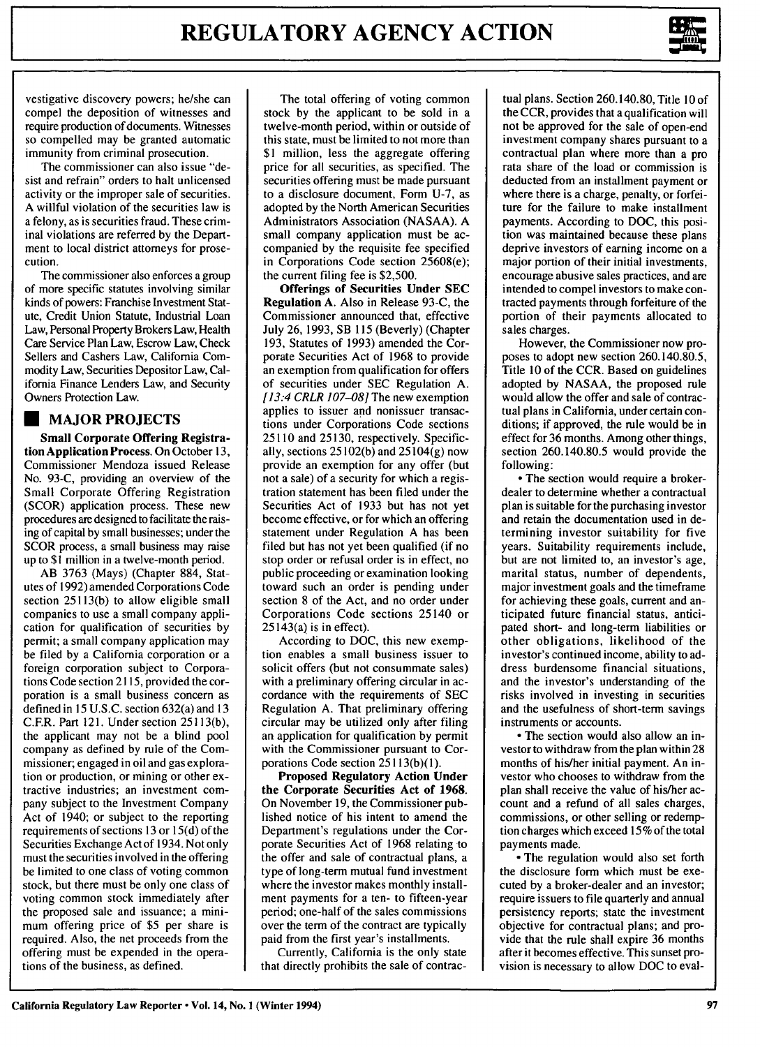vestigative discovery powers; he/she can compel the deposition of witnesses and require production of documents. Witnesses so compelled may be granted automatic immunity from criminal prosecution.

The commissioner can also issue "desist and refrain" orders to halt unlicensed activity or the improper sale of securities. A willful violation of the securities law is a felony, as is securities fraud. These criminal violations are referred by the Department to local district attorneys for prosecution.

The commissioner also enforces a group of more specific statutes involving similar kinds of powers: Franchise Investment Statute, Credit Union Statute, Industrial Loan Law, Personal Property Brokers Law, Health Care Service Plan Law, Escrow Law, Check Sellers and Cashers Law, California Commodity Law, Securities Depositor Law, California Finance Lenders Law, and Security Owners Protection Law.

## MAJOR PROJECTS

**Small Corporate Offering Registration Application Process.** On October 13, Commissioner Mendoza issued Release No. 93-C, providing an overview of the Small Corporate Offering Registration (SCOR) application process. These new procedures are designed to facilitate the raising of capital by small businesses; under the SCOR process, a small business may raise up to $1 million in a twelve-month period.

AB 3763 (Mays) (Chapter 884, Statutes of 1992) amended Corporations Code section 25113(b) to allow eligible small companies to use a small company application for qualification of securities by permit; a small company application may be filed by a California corporation or a foreign corporation subject to Corporations Code section 2115, provided the corporation is a small business concern as defined in 15 U.S.C. section 632(a) and 13 C.F.R. Part 121. Under section 25113(b), the applicant may not be a blind pool company as defined by rule of the Commissioner; engaged in oil and gas exploration or production, or mining or other extractive industries; an investment company subject to the Investment Company Act of 1940; or subject to the reporting requirements of sections 13 or 15(d) of the Securities Exchange Act of 1934. Not only must the securities involved in the offering be limited to one class of voting common stock, but there must be only one class of voting common stock immediately after the proposed sale and issuance; a minimum offering price of $5 per share is required. Also, the net proceeds from the offering must be expended in the operations of the business, as defined.

The total offering of voting common stock by the applicant to be sold in a twelve-month period, within or outside of this state, must be limited to not more than $1 million, less the aggregate offering price for all securities, as specified. The securities offering must be made pursuant to a disclosure document, Form U-7, as adopted by the North American Securities Administrators Association (NASAA). A small company application must be accompanied by the requisite fee specified in Corporations Code section 25608(e); the current filing fee is $2,500.

**Offerings of Securities Under SEC Regulation A.** Also in Release 93-C, the Commissioner announced that, effective July 26, 1993, SB 115 (Beverly) (Chapter 193, Statutes of 1993) amended the Corporate Securities Act of 1968 to provide an exemption from qualification for offers of securities under SEC Regulation A. *[13:4 CRLR 107–08]* The new exemption applies to issuer and nonissuer transactions under Corporations Code sections 25110 and 25130, respectively. Specifically, sections 25102(b) and 25104(g) now provide an exemption for any offer (but not a sale) of a security for which a registration statement has been filed under the Securities Act of 1933 but has not yet become effective, or for which an offering statement under Regulation A has been filed but has not yet been qualified (if no stop order or refusal order is in effect, no public proceeding or examination looking toward such an order is pending under section 8 of the Act, and no order under Corporations Code sections 25140 or 25143(a) is in effect).

According to DOC, this new exemption enables a small business issuer to solicit offers (but not consummate sales) with a preliminary offering circular in accordance with the requirements of SEC Regulation A. That preliminary offering circular may be utilized only after filing an application for qualification by permit with the Commissioner pursuant to Corporations Code section 25113(b)(1).

**Proposed Regulatory Action Under the Corporate Securities Act of 1968.** On November 19, the Commissioner published notice of his intent to amend the Department's regulations under the Corporate Securities Act of 1968 relating to the offer and sale of contractual plans, a type of long-term mutual fund investment where the investor makes monthly installment payments for a ten- to fifteen-year period; one-half of the sales commissions over the term of the contract are typically paid from the first year's installments.

Currently, California is the only state that directly prohibits the sale of contractual plans. Section 260.140.80, Title 10 of the CCR, provides that a qualification will not be approved for the sale of open-end investment company shares pursuant to a contractual plan where more than a pro rata share of the load or commission is deducted from an installment payment or where there is a charge, penalty, or forfeiture for the failure to make installment payments. According to DOC, this position was maintained because these plans deprive investors of earning income on a major portion of their initial investments, encourage abusive sales practices, and are intended to compel investors to make contracted payments through forfeiture of the portion of their payments allocated to sales charges.

However, the Commissioner now proposes to adopt new section 260.140.80.5, Title 10 of the CCR. Based on guidelines adopted by NASAA, the proposed rule would allow the offer and sale of contractual plans in California, under certain conditions; if approved, the rule would be in effect for 36 months. Among other things, section 260.140.80.5 would provide the following:

- The section would require a broker-dealer to determine whether a contractual plan is suitable for the purchasing investor and retain the documentation used in determining investor suitability for five years. Suitability requirements include, but are not limited to, an investor's age, marital status, number of dependents, major investment goals and the timeframe for achieving these goals, current and anticipated future financial status, anticipated short- and long-term liabilities or other obligations, likelihood of the investor's continued income, ability to address burdensome financial situations, and the investor's understanding of the risks involved in investing in securities and the usefulness of short-term savings instruments or accounts.
- The section would also allow an investor to withdraw from the plan within 28 months of his/her initial payment. An investor who chooses to withdraw from the plan shall receive the value of his/her account and a refund of all sales charges, commissions, or other selling or redemption charges which exceed 15% of the total payments made.
- The regulation would also set forth the disclosure form which must be executed by a broker-dealer and an investor; require issuers to file quarterly and annual persistency reports; state the investment objective for contractual plans; and provide that the rule shall expire 36 months after it becomes effective. This sunset provision is necessary to allow DOC to eval-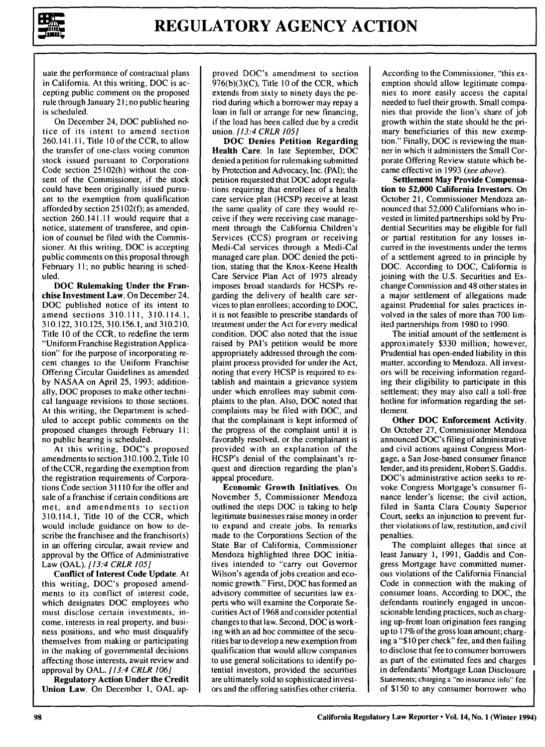uate the performance of contractual plans in California. At this writing, DOC is accepting public comment on the proposed rule through January 21; no public hearing is scheduled.

On December 24, DOC published notice of its intent to amend section 260.141.11, Title 10 of the CCR, to allow the transfer of one-class voting common stock issued pursuant to Corporations Code section 25102(h) without the consent of the Commissioner, if the stock could have been originally issued pursuant to the exemption from qualification afforded by section 25102(f); as amended, section 260.141.11 would require that a notice, statement of transferee, and opinion of counsel be filed with the Commissioner. At this writing, DOC is accepting public comments on this proposal through February 11; no public hearing is scheduled.

**DOC Rulemaking Under the Franchise Investment Law.** On December 24, DOC published notice of its intent to amend sections 310.111, 310.114.1, 310.122, 310.125, 310.156.1, and 310.210, Title 10 of the CCR, to redefine the term "Uniform Franchise Registration Application" for the purpose of incorporating recent changes to the Uniform Franchise Offering Circular Guidelines as amended by NASAA on April 25, 1993; additionally, DOC proposes to make other technical language revisions to those sections. At this writing, the Department is scheduled to accept public comments on the proposed changes through February 11; no public hearing is scheduled.

At this writing, DOC's proposed amendments to section 310.100.2, Title 10 of the CCR, regarding the exemption from the registration requirements of Corporations Code section 31110 for the offer and sale of a franchise if certain conditions are met, and amendments to section 310.114.1, Title 10 of the CCR, which would include guidance on how to describe the franchisee and the franchisor(s) in an offering circular, await review and approval by the Office of Administrative Law (OAL). *[13:4 CRLR 105]*

**Conflict of Interest Code Update.** At this writing, DOC's proposed amendments to its conflict of interest code, which designates DOC employees who must disclose certain investments, income, interests in real property, and business positions, and who must disqualify themselves from making or participating in the making of governmental decisions affecting those interests, await review and approval by OAL. *[13:4 CRLR 106]*

**Regulatory Action Under the Credit Union Law.** On December 1, OAL approved DOC's amendment to section 976(b)(3)(C), Title 10 of the CCR, which extends from sixty to ninety days the period during which a borrower may repay a loan in full or arrange for new financing, if the load has been called due by a credit union. *[13:4 CRLR 105]*

**DOC Denies Petition Regarding Health Care.** In late September, DOC denied a petition for rulemaking submitted by Protection and Advocacy, Inc. (PAI); the petition requested that DOC adopt regulations requiring that enrollees of a health care service plan (HCSP) receive at least the same quality of care they would receive if they were receiving case management through the California Children's Services (CCS) program or receiving Medi-Cal services through a Medi-Cal managed care plan. DOC denied the petition, stating that the Knox-Keene Health Care Service Plan Act of 1975 already imposes broad standards for HCSPs regarding the delivery of health care services to plan enrollees; according to DOC, it is not feasible to prescribe standards of treatment under the Act for every medical condition. DOC also noted that the issue raised by PAI's petition would be more appropriately addressed through the complaint process provided for under the Act, noting that every HCSP is required to establish and maintain a grievance system under which enrollees may submit complaints to the plan. Also, DOC noted that complaints may be filed with DOC, and that the complainant is kept informed of the progress of the complaint until it is favorably resolved, or the complainant is provided with an explanation of the HCSP's denial of the complainant's request and direction regarding the plan's appeal procedure.

**Economic Growth Initiatives.** On November 5, Commissioner Mendoza outlined the steps DOC is taking to help legitimate businesses raise money in order to expand and create jobs. In remarks made to the Corporations Section of the State Bar of California, Commissioner Mendoza highlighted three DOC initiatives intended to "carry out Governor Wilson's agenda of jobs creation and economic growth." First, DOC has formed an advisory committee of securities law experts who will examine the Corporate Securities Act of 1968 and consider potential changes to that law. Second, DOC is working with an ad hoc committee of the securities bar to develop a new exemption from qualification that would allow companies to use general solicitations to identify potential investors, provided the securities are ultimately sold to sophisticated investors and the offering satisfies other criteria. According to the Commissioner, "this exemption should allow legitimate companies to more easily access the capital needed to fuel their growth. Small companies that provide the lion's share of job growth within the state should be the primary beneficiaries of this new exemption." Finally, DOC is reviewing the manner in which it administers the Small Corporate Offering Review statute which became effective in 1993 *(see above)*.

**Settlement May Provide Compensation to 52,000 California Investors.** On October 21, Commissioner Mendoza announced that 52,000 Californians who invested in limited partnerships sold by Prudential Securities may be eligible for full or partial restitution for any losses incurred in the investments under the terms of a settlement agreed to in principle by DOC. According to DOC, California is joining with the U.S. Securities and Exchange Commission and 48 other states in a major settlement of allegations made against Prudential for sales practices involved in the sales of more than 700 limited partnerships from 1980 to 1990.

The initial amount of the settlement is approximately \$330 million; however, Prudential has open-ended liability in this matter, according to Mendoza. All investors will be receiving information regarding their eligibility to participate in this settlement; they may also call a toll-free hotline for information regarding the settlement.

**Other DOC Enforcement Activity.** On October 27, Commissioner Mendoza announced DOC's filing of administrative and civil actions against Congress Mortgage, a San Jose-based consumer finance lender, and its president, Robert S. Gaddis. DOC's administrative action seeks to revoke Congress Mortgage's consumer finance lender's license; the civil action, filed in Santa Clara County Superior Court, seeks an injunction to prevent further violations of law, restitution, and civil penalties.

The complaint alleges that since at least January 1, 1991, Gaddis and Congress Mortgage have committed numerous violations of the California Financial Code in connection with the making of consumer loans. According to DOC, the defendants routinely engaged in unconscionable lending practices, such as charging up-front loan origination fees ranging up to 17% of the gross loan amount; charging a "\$10 per check" fee, and then failing to disclose that fee to consumer borrowers as part of the estimated fees and charges in defendants' Mortgage Loan Disclosure Statements; charging a "no insurance info" fee of \$150 to any consumer borrower who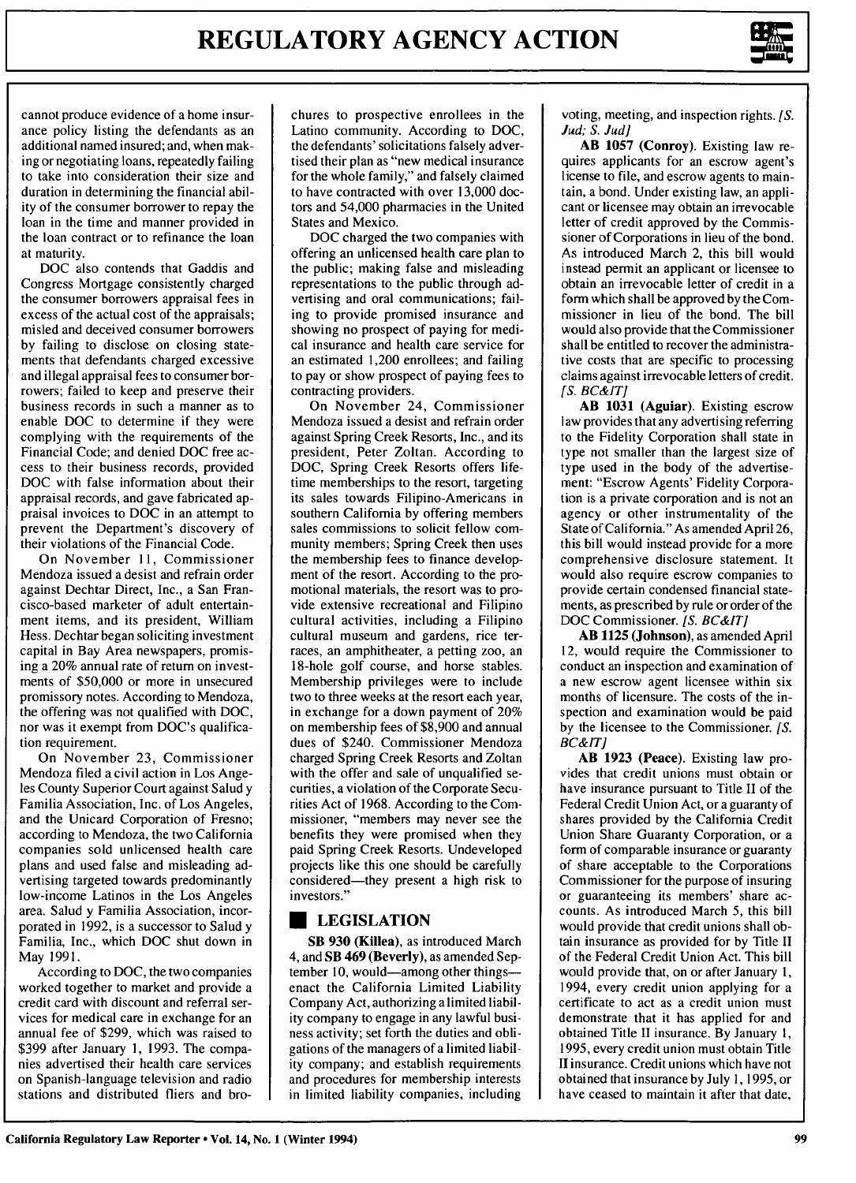cannot produce evidence of a home insurance policy listing the defendants as an additional named insured; and, when making or negotiating loans, repeatedly failing to take into consideration their size and duration in determining the financial ability of the consumer borrower to repay the loan in the time and manner provided in the loan contract or to refinance the loan at maturity.

DOC also contends that Gaddis and Congress Mortgage consistently charged the consumer borrowers appraisal fees in excess of the actual cost of the appraisals; misled and deceived consumer borrowers by failing to disclose on closing statements that defendants charged excessive and illegal appraisal fees to consumer borrowers; failed to keep and preserve their business records in such a manner as to enable DOC to determine if they were complying with the requirements of the Financial Code; and denied DOC free access to their business records, provided DOC with false information about their appraisal records, and gave fabricated appraisal invoices to DOC in an attempt to prevent the Department's discovery of their violations of the Financial Code.

On November 11, Commissioner Mendoza issued a desist and refrain order against Dechtar Direct, Inc., a San Francisco-based marketer of adult entertainment items, and its president, William Hess. Dechtar began soliciting investment capital in Bay Area newspapers, promising a 20% annual rate of return on investments of $50,000 or more in unsecured promissory notes. According to Mendoza, the offering was not qualified with DOC, nor was it exempt from DOC's qualification requirement.

On November 23, Commissioner Mendoza filed a civil action in Los Angeles County Superior Court against Salud y Familia Association, Inc. of Los Angeles, and the Unicard Corporation of Fresno; according to Mendoza, the two California companies sold unlicensed health care plans and used false and misleading advertising targeted towards predominantly low-income Latinos in the Los Angeles area. Salud y Familia Association, incorporated in 1992, is a successor to Salud y Familia, Inc., which DOC shut down in May 1991.

According to DOC, the two companies worked together to market and provide a credit card with discount and referral services for medical care in exchange for an annual fee of $299, which was raised to $399 after January 1, 1993. The companies advertised their health care services on Spanish-language television and radio stations and distributed fliers and brochures to prospective enrollees in the Latino community. According to DOC, the defendants' solicitations falsely advertised their plan as "new medical insurance for the whole family," and falsely claimed to have contracted with over 13,000 doctors and 54,000 pharmacies in the United States and Mexico.

DOC charged the two companies with offering an unlicensed health care plan to the public; making false and misleading representations to the public through advertising and oral communications; failing to provide promised insurance and showing no prospect of paying for medical insurance and health care service for an estimated 1,200 enrollees; and failing to pay or show prospect of paying fees to contracting providers.

On November 24, Commissioner Mendoza issued a desist and refrain order against Spring Creek Resorts, Inc., and its president, Peter Zoltan. According to DOC, Spring Creek Resorts offers lifetime memberships to the resort, targeting its sales towards Filipino-Americans in southern California by offering members sales commissions to solicit fellow community members; Spring Creek then uses the membership fees to finance development of the resort. According to the promotional materials, the resort was to provide extensive recreational and Filipino cultural activities, including a Filipino cultural museum and gardens, rice terraces, an amphitheater, a petting zoo, an 18-hole golf course, and horse stables. Membership privileges were to include two to three weeks at the resort each year, in exchange for a down payment of 20% on membership fees of $8,900 and annual dues of $240. Commissioner Mendoza charged Spring Creek Resorts and Zoltan with the offer and sale of unqualified securities, a violation of the Corporate Securities Act of 1968. According to the Commissioner, "members may never see the benefits they were promised when they paid Spring Creek Resorts. Undeveloped projects like this one should be carefully considered—they present a high risk to investors."

## LEGISLATION

**SB 930 (Killea)**, as introduced March 4, and **SB 469 (Beverly)**, as amended September 10, would—among other things—enact the California Limited Liability Company Act, authorizing a limited liability company to engage in any lawful business activity; set forth the duties and obligations of the managers of a limited liability company; and establish requirements and procedures for membership interests in limited liability companies, including voting, meeting, and inspection rights. *[S. Jud; S. Jud]*

**AB 1057 (Conroy)**. Existing law requires applicants for an escrow agent's license to file, and escrow agents to maintain, a bond. Under existing law, an applicant or licensee may obtain an irrevocable letter of credit approved by the Commissioner of Corporations in lieu of the bond. As introduced March 2, this bill would instead permit an applicant or licensee to obtain an irrevocable letter of credit in a form which shall be approved by the Commissioner in lieu of the bond. The bill would also provide that the Commissioner shall be entitled to recover the administrative costs that are specific to processing claims against irrevocable letters of credit. *[S. BC&IT]*

**AB 1031 (Aguiar)**. Existing escrow law provides that any advertising referring to the Fidelity Corporation shall state in type not smaller than the largest size of type used in the body of the advertisement: "Escrow Agents' Fidelity Corporation is a private corporation and is not an agency or other instrumentality of the State of California." As amended April 26, this bill would instead provide for a more comprehensive disclosure statement. It would also require escrow companies to provide certain condensed financial statements, as prescribed by rule or order of the DOC Commissioner. *[S. BC&IT]*

**AB 1125 (Johnson)**, as amended April 12, would require the Commissioner to conduct an inspection and examination of a new escrow agent licensee within six months of licensure. The costs of the inspection and examination would be paid by the licensee to the Commissioner. *[S. BC&IT]*

**AB 1923 (Peace)**. Existing law provides that credit unions must obtain or have insurance pursuant to Title II of the Federal Credit Union Act, or a guaranty of shares provided by the California Credit Union Share Guaranty Corporation, or a form of comparable insurance or guaranty of share acceptable to the Corporations Commissioner for the purpose of insuring or guaranteeing its members' share accounts. As introduced March 5, this bill would provide that credit unions shall obtain insurance as provided for by Title II of the Federal Credit Union Act. This bill would provide that, on or after January 1, 1994, every credit union applying for a certificate to act as a credit union must demonstrate that it has applied for and obtained Title II insurance. By January 1, 1995, every credit union must obtain Title II insurance. Credit unions which have not obtained that insurance by July 1, 1995, or have ceased to maintain it after that date,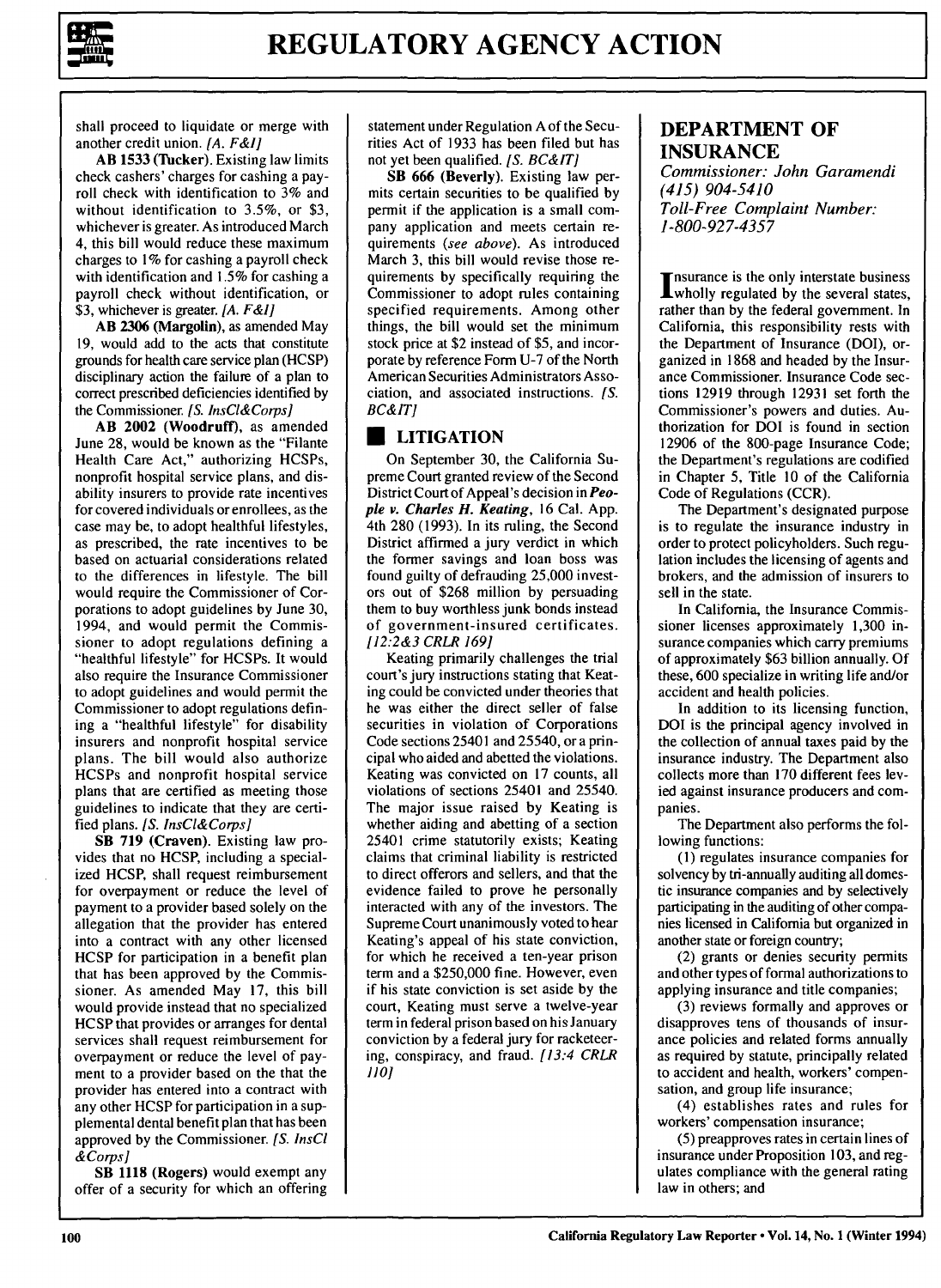shall proceed to liquidate or merge with another credit union. *[A. F&I]*

**AB 1533 (Tucker).** Existing law limits check cashers' charges for cashing a payroll check with identification to 3% and without identification to 3.5%, or $3, whichever is greater. As introduced March 4, this bill would reduce these maximum charges to 1% for cashing a payroll check with identification and 1.5% for cashing a payroll check without identification, or $3, whichever is greater. *[A. F&I]*

**AB 2306 (Margolin),** as amended May 19, would add to the acts that constitute grounds for health care service plan (HCSP) disciplinary action the failure of a plan to correct prescribed deficiencies identified by the Commissioner. *[S. InsCl&Corps]*

**AB 2002 (Woodruff),** as amended June 28, would be known as the "Filante Health Care Act," authorizing HCSPs, nonprofit hospital service plans, and disability insurers to provide rate incentives for covered individuals or enrollees, as the case may be, to adopt healthful lifestyles, as prescribed, the rate incentives to be based on actuarial considerations related to the differences in lifestyle. The bill would require the Commissioner of Corporations to adopt guidelines by June 30, 1994, and would permit the Commissioner to adopt regulations defining a "healthful lifestyle" for HCSPs. It would also require the Insurance Commissioner to adopt guidelines and would permit the Commissioner to adopt regulations defining a "healthful lifestyle" for disability insurers and nonprofit hospital service plans. The bill would also authorize HCSPs and nonprofit hospital service plans that are certified as meeting those guidelines to indicate that they are certified plans. *[S. InsCl&Corps]*

**SB 719 (Craven).** Existing law provides that no HCSP, including a specialized HCSP, shall request reimbursement for overpayment or reduce the level of payment to a provider based solely on the allegation that the provider has entered into a contract with any other licensed HCSP for participation in a benefit plan that has been approved by the Commissioner. As amended May 17, this bill would provide instead that no specialized HCSP that provides or arranges for dental services shall request reimbursement for overpayment or reduce the level of payment to a provider based on the that the provider has entered into a contract with any other HCSP for participation in a supplemental dental benefit plan that has been approved by the Commissioner. *[S. InsCl &Corps]*

**SB 1118 (Rogers)** would exempt any offer of a security for which an offering statement under Regulation A of the Securities Act of 1933 has been filed but has not yet been qualified. *[S. BC&IT]*

**SB 666 (Beverly).** Existing law permits certain securities to be qualified by permit if the application is a small company application and meets certain requirements (*see above*). As introduced March 3, this bill would revise those requirements by specifically requiring the Commissioner to adopt rules containing specified requirements. Among other things, the bill would set the minimum stock price at $2 instead of $5, and incorporate by reference Form U-7 of the North American Securities Administrators Association, and associated instructions. *[S. BC&IT]*

## LITIGATION

On September 30, the California Supreme Court granted review of the Second District Court of Appeal's decision in ***People v. Charles H. Keating***, 16 Cal. App. 4th 280 (1993). In its ruling, the Second District affirmed a jury verdict in which the former savings and loan boss was found guilty of defrauding 25,000 investors out of $268 million by persuading them to buy worthless junk bonds instead of government-insured certificates. *[12:2&3 CRLR 169]*

Keating primarily challenges the trial court's jury instructions stating that Keating could be convicted under theories that he was either the direct seller of false securities in violation of Corporations Code sections 25401 and 25540, or a principal who aided and abetted the violations. Keating was convicted on 17 counts, all violations of sections 25401 and 25540. The major issue raised by Keating is whether aiding and abetting of a section 25401 crime statutorily exists; Keating claims that criminal liability is restricted to direct offerors and sellers, and that the evidence failed to prove he personally interacted with any of the investors. The Supreme Court unanimously voted to hear Keating's appeal of his state conviction, for which he received a ten-year prison term and a $250,000 fine. However, even if his state conviction is set aside by the court, Keating must serve a twelve-year term in federal prison based on his January conviction by a federal jury for racketeering, conspiracy, and fraud. *[13:4 CRLR 110]*

## DEPARTMENT OF INSURANCE

*Commissioner: John Garamendi*
*(415) 904-5410*
*Toll-Free Complaint Number: 1-800-927-4357*

Insurance is the only interstate business wholly regulated by the several states, rather than by the federal government. In California, this responsibility rests with the Department of Insurance (DOI), organized in 1868 and headed by the Insurance Commissioner. Insurance Code sections 12919 through 12931 set forth the Commissioner's powers and duties. Authorization for DOI is found in section 12906 of the 800-page Insurance Code; the Department's regulations are codified in Chapter 5, Title 10 of the California Code of Regulations (CCR).

The Department's designated purpose is to regulate the insurance industry in order to protect policyholders. Such regulation includes the licensing of agents and brokers, and the admission of insurers to sell in the state.

In California, the Insurance Commissioner licenses approximately 1,300 insurance companies which carry premiums of approximately $63 billion annually. Of these, 600 specialize in writing life and/or accident and health policies.

In addition to its licensing function, DOI is the principal agency involved in the collection of annual taxes paid by the insurance industry. The Department also collects more than 170 different fees levied against insurance producers and companies.

The Department also performs the following functions:

(1) regulates insurance companies for solvency by tri-annually auditing all domestic insurance companies and by selectively participating in the auditing of other companies licensed in California but organized in another state or foreign country;

(2) grants or denies security permits and other types of formal authorizations to applying insurance and title companies;

(3) reviews formally and approves or disapproves tens of thousands of insurance policies and related forms annually as required by statute, principally related to accident and health, workers' compensation, and group life insurance;

(4) establishes rates and rules for workers' compensation insurance;

(5) preapproves rates in certain lines of insurance under Proposition 103, and regulates compliance with the general rating law in others; and